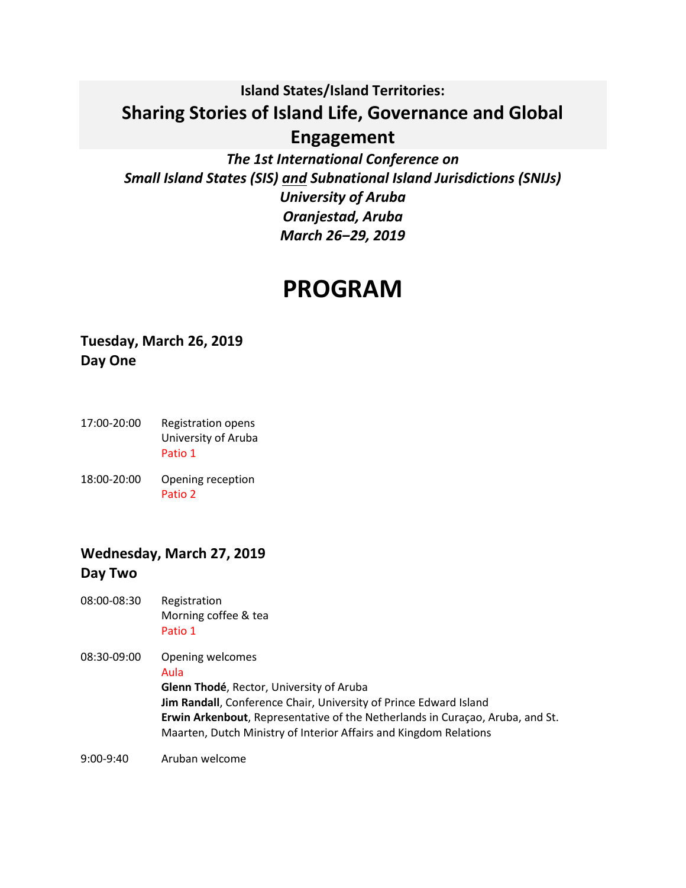**Island States/Island Territories:**

# Sharing Stories of Island Life, Governance and Global Engagement

***The 1st International Conference on***
***Small Island States (SIS) and Subnational Island Jurisdictions (SNIJs)***
***University of Aruba***
***Oranjestad, Aruba***
***March 26–29, 2019***

# PROGRAM

## Tuesday, March 26, 2019
## Day One

17:00-20:00 Registration opens
University of Aruba
Patio 1

18:00-20:00 Opening reception
Patio 2

## Wednesday, March 27, 2019
## Day Two

08:00-08:30 Registration
Morning coffee & tea
Patio 1

08:30-09:00 Opening welcomes
Aula
**Glenn Thodé**, Rector, University of Aruba
**Jim Randall**, Conference Chair, University of Prince Edward Island
**Erwin Arkenbout**, Representative of the Netherlands in Curaçao, Aruba, and St. Maarten, Dutch Ministry of Interior Affairs and Kingdom Relations

9:00-9:40 Aruban welcome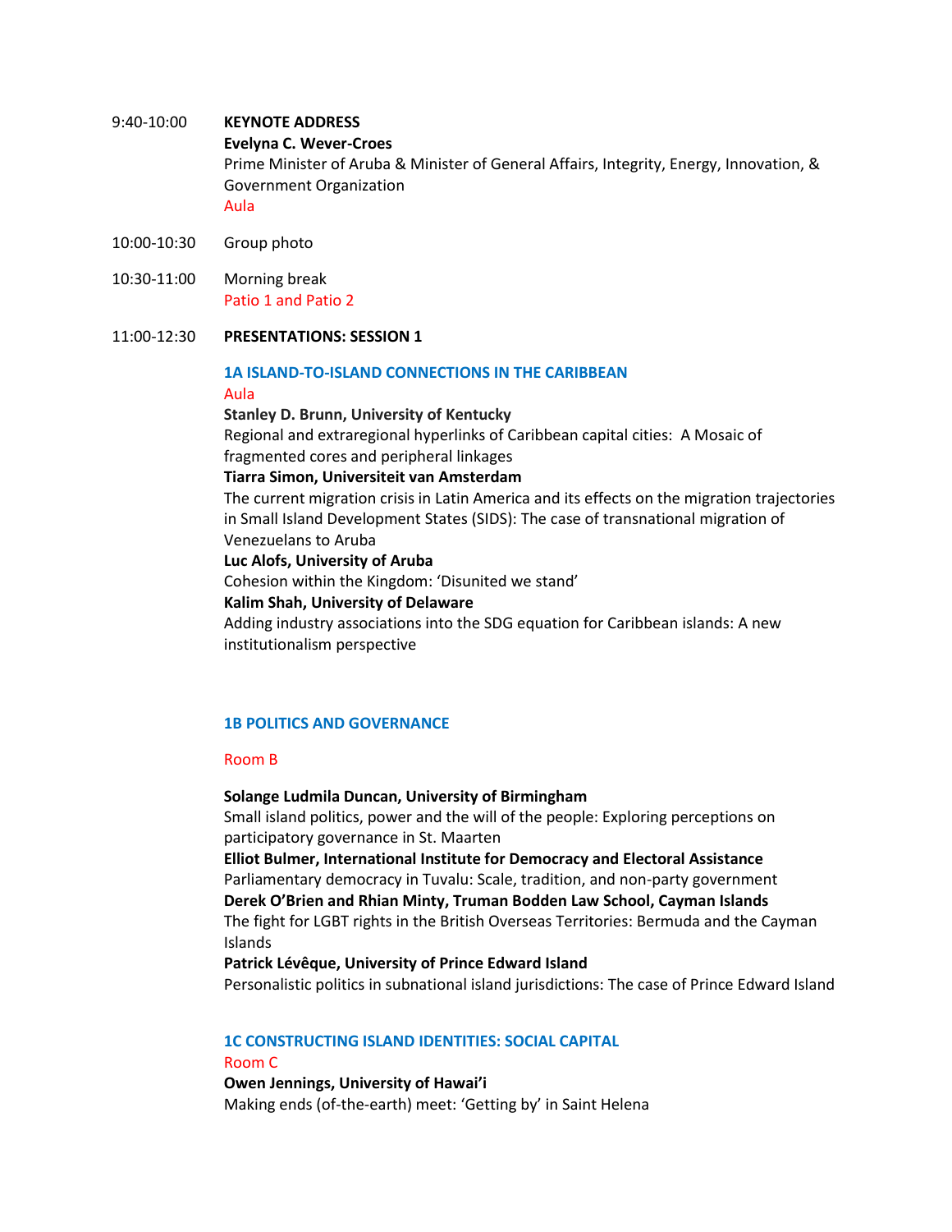9:40-10:00 **KEYNOTE ADDRESS**

**Evelyna C. Wever-Croes**
Prime Minister of Aruba & Minister of General Affairs, Integrity, Energy, Innovation, & Government Organization
Aula

10:00-10:30 Group photo

10:30-11:00 Morning break
Patio 1 and Patio 2

11:00-12:30 **PRESENTATIONS: SESSION 1**

**1A ISLAND-TO-ISLAND CONNECTIONS IN THE CARIBBEAN**
Aula

**Stanley D. Brunn, University of Kentucky**
Regional and extraregional hyperlinks of Caribbean capital cities: A Mosaic of fragmented cores and peripheral linkages

**Tiarra Simon, Universiteit van Amsterdam**
The current migration crisis in Latin America and its effects on the migration trajectories in Small Island Development States (SIDS): The case of transnational migration of Venezuelans to Aruba

**Luc Alofs, University of Aruba**
Cohesion within the Kingdom: 'Disunited we stand'

**Kalim Shah, University of Delaware**
Adding industry associations into the SDG equation for Caribbean islands: A new institutionalism perspective

**1B POLITICS AND GOVERNANCE**

Room B

**Solange Ludmila Duncan, University of Birmingham**
Small island politics, power and the will of the people: Exploring perceptions on participatory governance in St. Maarten

**Elliot Bulmer, International Institute for Democracy and Electoral Assistance**
Parliamentary democracy in Tuvalu: Scale, tradition, and non-party government

**Derek O'Brien and Rhian Minty, Truman Bodden Law School, Cayman Islands**
The fight for LGBT rights in the British Overseas Territories: Bermuda and the Cayman Islands

**Patrick Lévêque, University of Prince Edward Island**
Personalistic politics in subnational island jurisdictions: The case of Prince Edward Island

**1C CONSTRUCTING ISLAND IDENTITIES: SOCIAL CAPITAL**
Room C

**Owen Jennings, University of Hawai'i**
Making ends (of-the-earth) meet: 'Getting by' in Saint Helena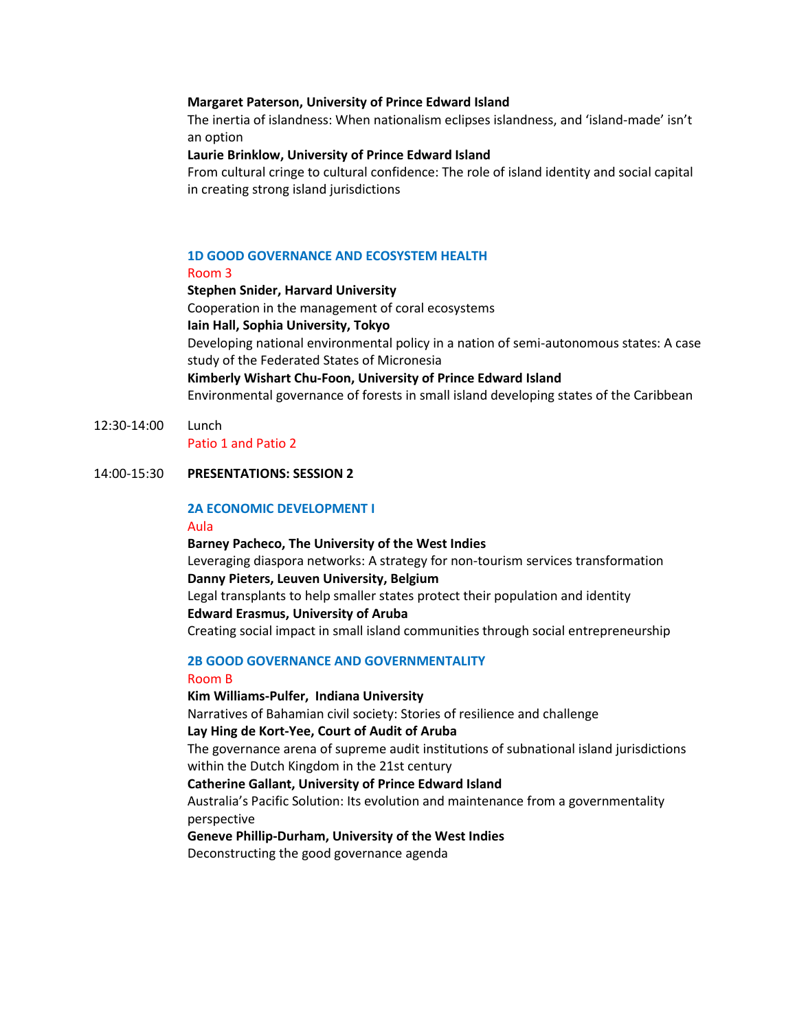**Margaret Paterson, University of Prince Edward Island**
The inertia of islandness: When nationalism eclipses islandness, and 'island-made' isn't an option

**Laurie Brinklow, University of Prince Edward Island**
From cultural cringe to cultural confidence: The role of island identity and social capital in creating strong island jurisdictions

### 1D GOOD GOVERNANCE AND ECOSYSTEM HEALTH

Room 3

**Stephen Snider, Harvard University**
Cooperation in the management of coral ecosystems

**Iain Hall, Sophia University, Tokyo**
Developing national environmental policy in a nation of semi-autonomous states: A case study of the Federated States of Micronesia

**Kimberly Wishart Chu-Foon, University of Prince Edward Island**
Environmental governance of forests in small island developing states of the Caribbean

12:30-14:00 Lunch
Patio 1 and Patio 2

14:00-15:30 **PRESENTATIONS: SESSION 2**

### 2A ECONOMIC DEVELOPMENT I

Aula

**Barney Pacheco, The University of the West Indies**
Leveraging diaspora networks: A strategy for non-tourism services transformation

**Danny Pieters, Leuven University, Belgium**
Legal transplants to help smaller states protect their population and identity

**Edward Erasmus, University of Aruba**
Creating social impact in small island communities through social entrepreneurship

### 2B GOOD GOVERNANCE AND GOVERNMENTALITY

Room B

**Kim Williams-Pulfer, Indiana University**
Narratives of Bahamian civil society: Stories of resilience and challenge

**Lay Hing de Kort-Yee, Court of Audit of Aruba**
The governance arena of supreme audit institutions of subnational island jurisdictions within the Dutch Kingdom in the 21st century

**Catherine Gallant, University of Prince Edward Island**
Australia's Pacific Solution: Its evolution and maintenance from a governmentality perspective

**Geneve Phillip-Durham, University of the West Indies**
Deconstructing the good governance agenda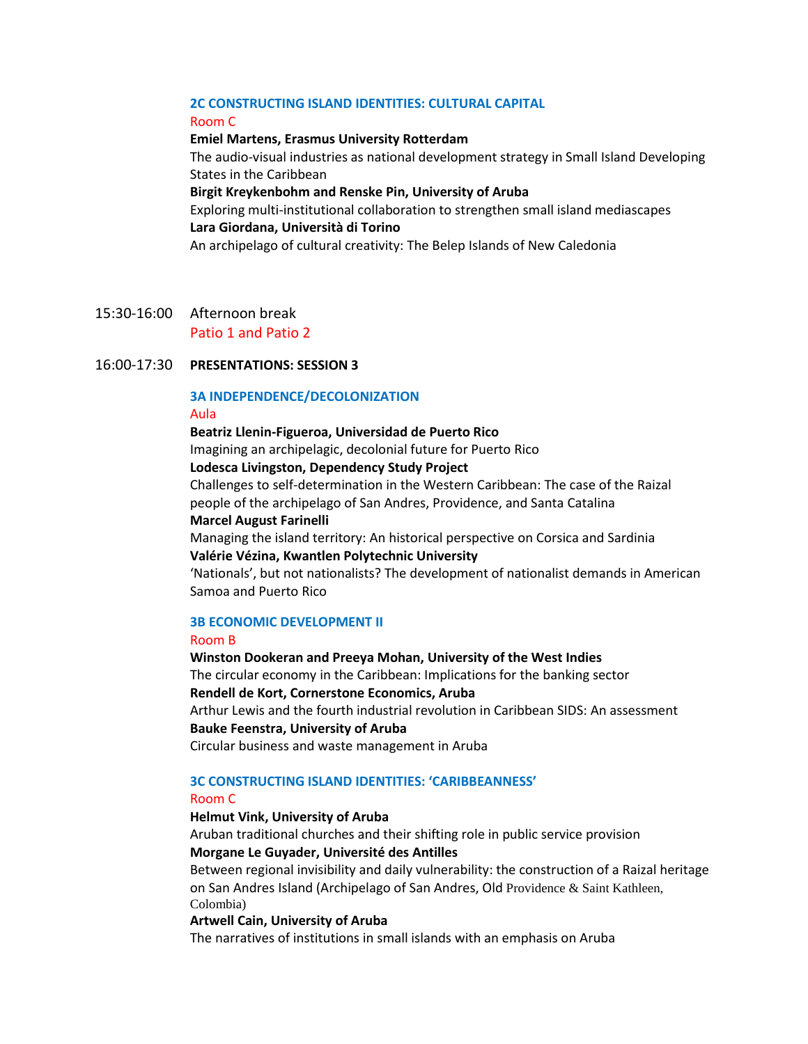### 2C CONSTRUCTING ISLAND IDENTITIES: CULTURAL CAPITAL

Room C

**Emiel Martens, Erasmus University Rotterdam**
The audio-visual industries as national development strategy in Small Island Developing States in the Caribbean

**Birgit Kreykenbohm and Renske Pin, University of Aruba**
Exploring multi-institutional collaboration to strengthen small island mediascapes

**Lara Giordana, Università di Torino**
An archipelago of cultural creativity: The Belep Islands of New Caledonia

15:30-16:00 Afternoon break
Patio 1 and Patio 2

16:00-17:30 **PRESENTATIONS: SESSION 3**

### 3A INDEPENDENCE/DECOLONIZATION

Aula

**Beatriz Llenin-Figueroa, Universidad de Puerto Rico**
Imagining an archipelagic, decolonial future for Puerto Rico

**Lodesca Livingston, Dependency Study Project**
Challenges to self-determination in the Western Caribbean: The case of the Raizal people of the archipelago of San Andres, Providence, and Santa Catalina

**Marcel August Farinelli**
Managing the island territory: An historical perspective on Corsica and Sardinia

**Valérie Vézina, Kwantlen Polytechnic University**
'Nationals', but not nationalists? The development of nationalist demands in American Samoa and Puerto Rico

### 3B ECONOMIC DEVELOPMENT II

Room B

**Winston Dookeran and Preeya Mohan, University of the West Indies**
The circular economy in the Caribbean: Implications for the banking sector

**Rendell de Kort, Cornerstone Economics, Aruba**
Arthur Lewis and the fourth industrial revolution in Caribbean SIDS: An assessment

**Bauke Feenstra, University of Aruba**
Circular business and waste management in Aruba

### 3C CONSTRUCTING ISLAND IDENTITIES: 'CARIBBEANNESS'

Room C

**Helmut Vink, University of Aruba**
Aruban traditional churches and their shifting role in public service provision

**Morgane Le Guyader, Université des Antilles**
Between regional invisibility and daily vulnerability: the construction of a Raizal heritage on San Andres Island (Archipelago of San Andres, Old Providence & Saint Kathleen, Colombia)

**Artwell Cain, University of Aruba**
The narratives of institutions in small islands with an emphasis on Aruba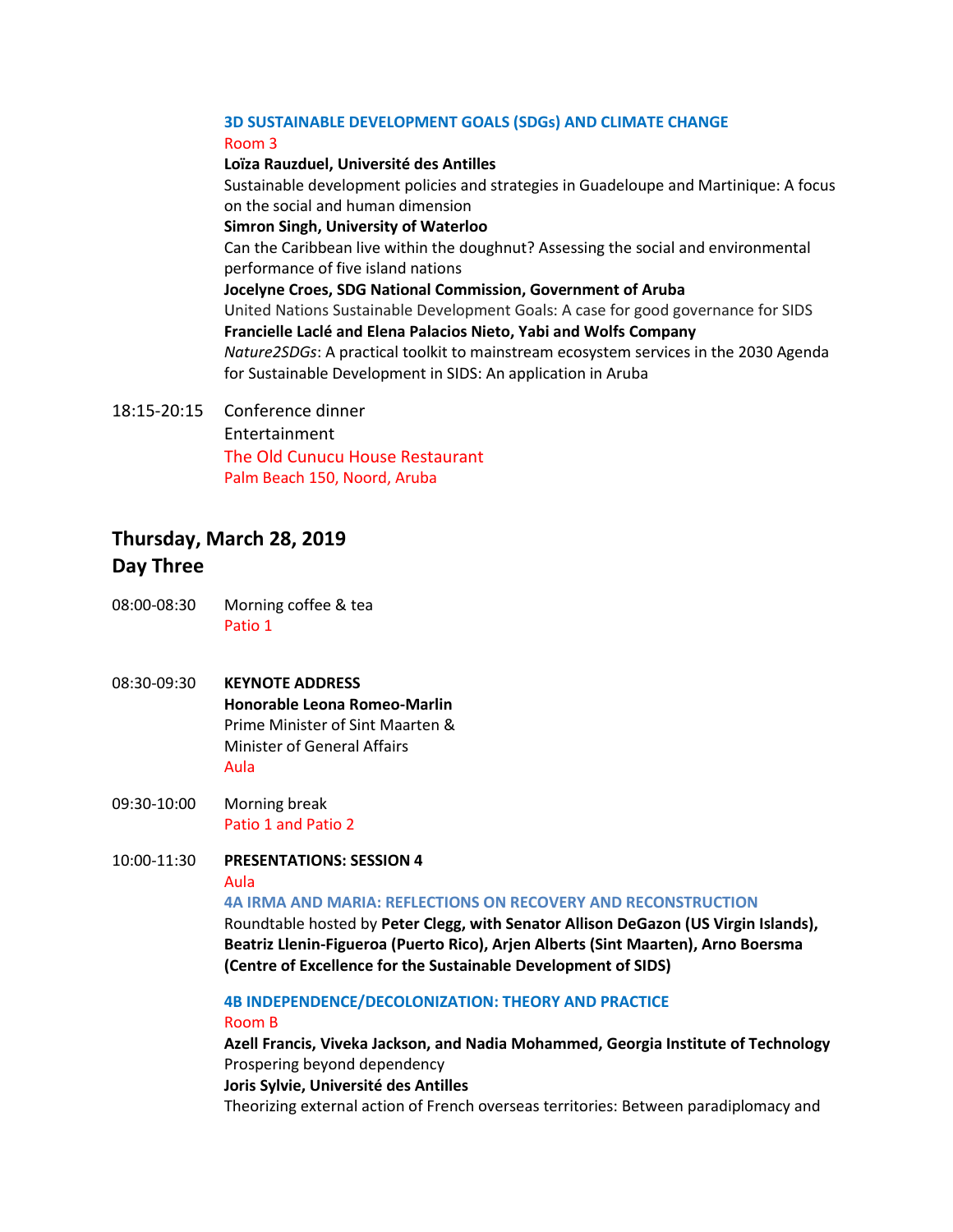**3D SUSTAINABLE DEVELOPMENT GOALS (SDGs) AND CLIMATE CHANGE**

Room 3

**Loïza Rauzduel, Université des Antilles**
Sustainable development policies and strategies in Guadeloupe and Martinique: A focus on the social and human dimension

**Simron Singh, University of Waterloo**
Can the Caribbean live within the doughnut? Assessing the social and environmental performance of five island nations

**Jocelyne Croes, SDG National Commission, Government of Aruba**
United Nations Sustainable Development Goals: A case for good governance for SIDS

**Francielle Laclé and Elena Palacios Nieto, Yabi and Wolfs Company**
*Nature2SDGs*: A practical toolkit to mainstream ecosystem services in the 2030 Agenda for Sustainable Development in SIDS: An application in Aruba

18:15-20:15 Conference dinner
Entertainment
The Old Cunucu House Restaurant
Palm Beach 150, Noord, Aruba

## Thursday, March 28, 2019
## Day Three

08:00-08:30 Morning coffee & tea
Patio 1

08:30-09:30 **KEYNOTE ADDRESS**
**Honorable Leona Romeo-Marlin**
Prime Minister of Sint Maarten &
Minister of General Affairs
Aula

09:30-10:00 Morning break
Patio 1 and Patio 2

10:00-11:30 **PRESENTATIONS: SESSION 4**
Aula

**4A IRMA AND MARIA: REFLECTIONS ON RECOVERY AND RECONSTRUCTION**
Roundtable hosted by **Peter Clegg, with Senator Allison DeGazon (US Virgin Islands), Beatriz Llenin-Figueroa (Puerto Rico), Arjen Alberts (Sint Maarten), Arno Boersma (Centre of Excellence for the Sustainable Development of SIDS)**

**4B INDEPENDENCE/DECOLONIZATION: THEORY AND PRACTICE**

Room B

**Azell Francis, Viveka Jackson, and Nadia Mohammed, Georgia Institute of Technology**
Prospering beyond dependency

**Joris Sylvie, Université des Antilles**
Theorizing external action of French overseas territories: Between paradiplomacy and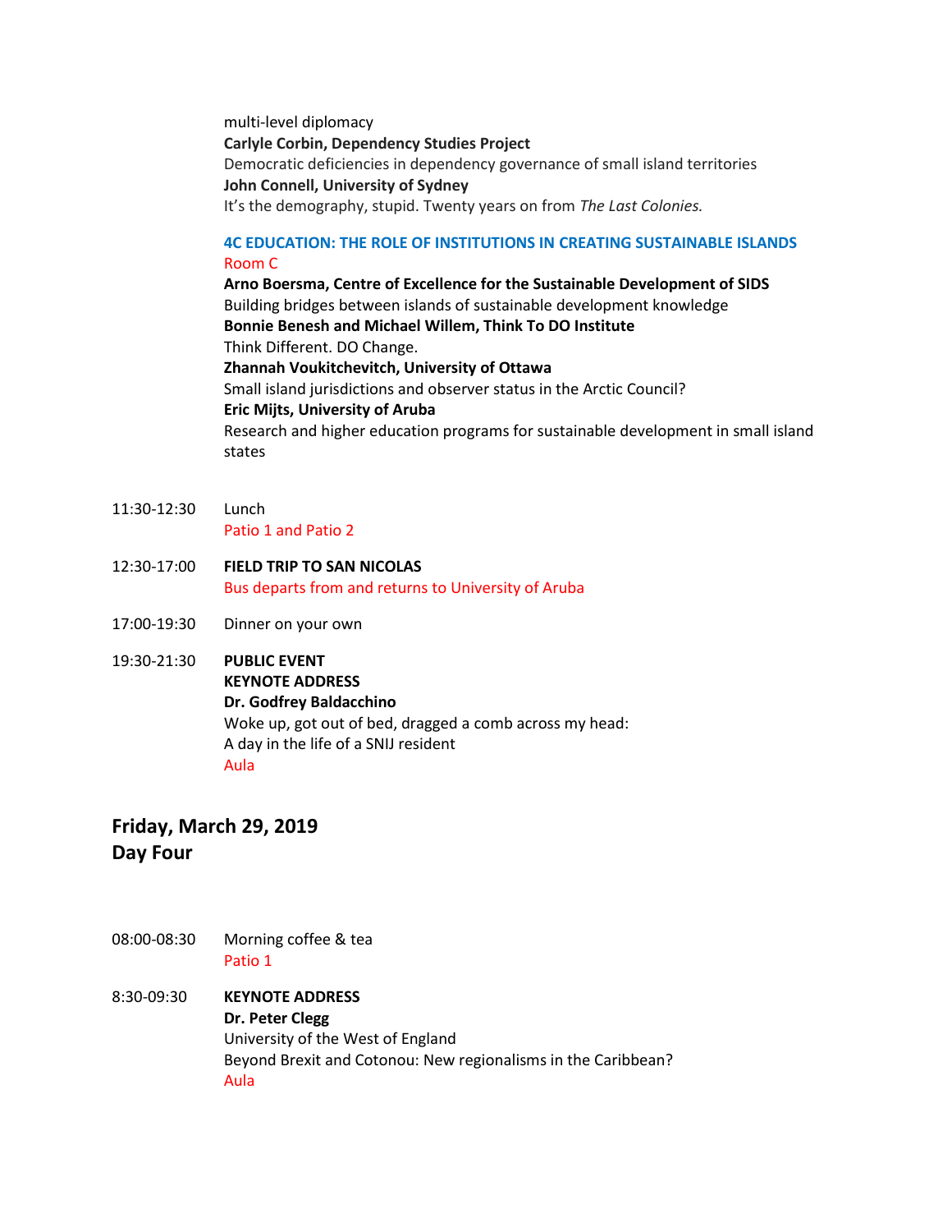multi-level diplomacy
**Carlyle Corbin, Dependency Studies Project**
Democratic deficiencies in dependency governance of small island territories
**John Connell, University of Sydney**
It's the demography, stupid. Twenty years on from *The Last Colonies.*

**4C EDUCATION: THE ROLE OF INSTITUTIONS IN CREATING SUSTAINABLE ISLANDS**
Room C
**Arno Boersma, Centre of Excellence for the Sustainable Development of SIDS**
Building bridges between islands of sustainable development knowledge
**Bonnie Benesh and Michael Willem, Think To DO Institute**
Think Different. DO Change.
**Zhannah Voukitchevitch, University of Ottawa**
Small island jurisdictions and observer status in the Arctic Council?
**Eric Mijts, University of Aruba**
Research and higher education programs for sustainable development in small island states

11:30-12:30 Lunch
Patio 1 and Patio 2

12:30-17:00 **FIELD TRIP TO SAN NICOLAS**
Bus departs from and returns to University of Aruba

17:00-19:30 Dinner on your own

19:30-21:30 **PUBLIC EVENT**
**KEYNOTE ADDRESS**
**Dr. Godfrey Baldacchino**
Woke up, got out of bed, dragged a comb across my head:
A day in the life of a SNIJ resident
Aula

## Friday, March 29, 2019
## Day Four

08:00-08:30 Morning coffee & tea
Patio 1

8:30-09:30 **KEYNOTE ADDRESS**
**Dr. Peter Clegg**
University of the West of England
Beyond Brexit and Cotonou: New regionalisms in the Caribbean?
Aula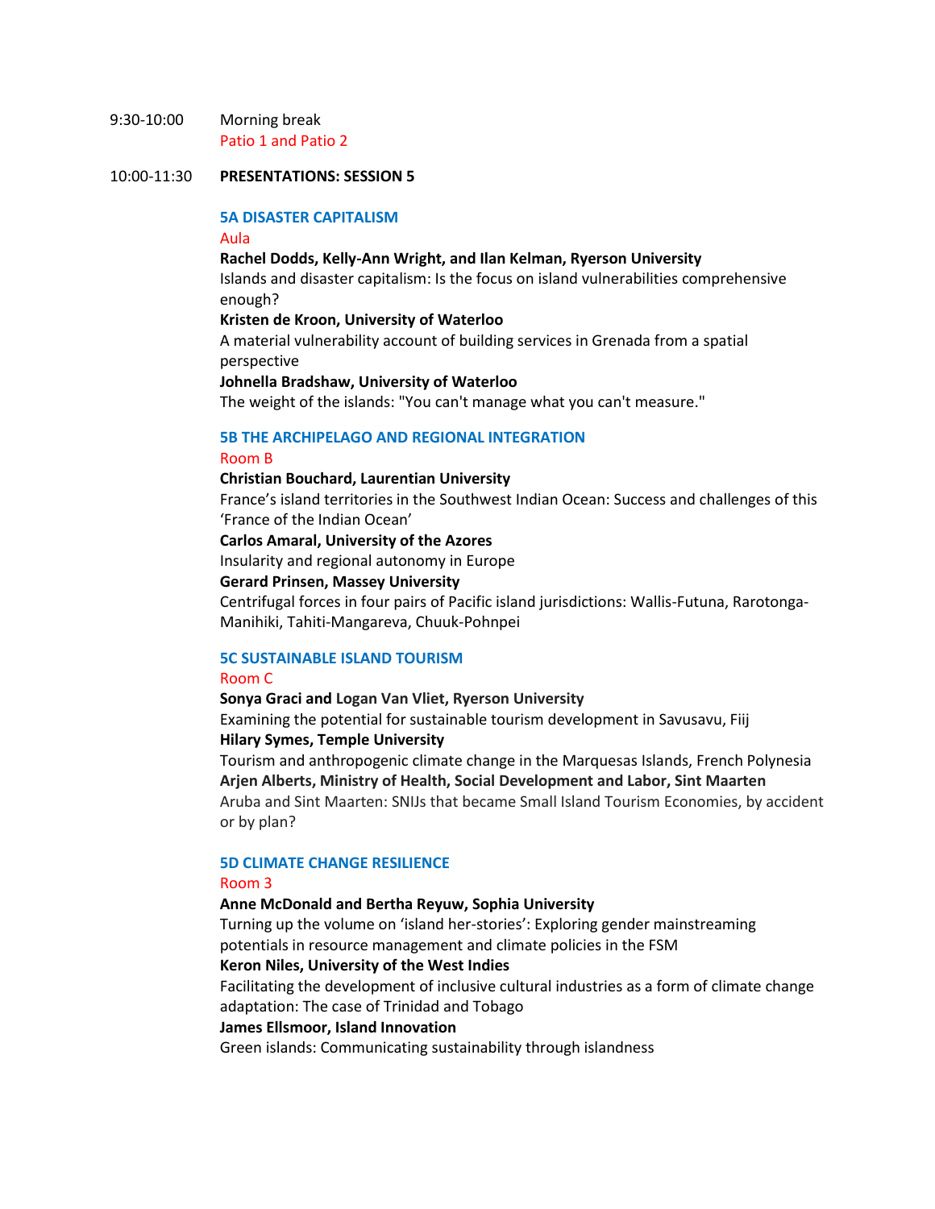9:30-10:00 Morning break
Patio 1 and Patio 2

10:00-11:30 **PRESENTATIONS: SESSION 5**

### 5A DISASTER CAPITALISM

Aula

**Rachel Dodds, Kelly-Ann Wright, and Ilan Kelman, Ryerson University**
Islands and disaster capitalism: Is the focus on island vulnerabilities comprehensive enough?

**Kristen de Kroon, University of Waterloo**
A material vulnerability account of building services in Grenada from a spatial perspective

**Johnella Bradshaw, University of Waterloo**
The weight of the islands: "You can't manage what you can't measure."

### 5B THE ARCHIPELAGO AND REGIONAL INTEGRATION

Room B

**Christian Bouchard, Laurentian University**
France's island territories in the Southwest Indian Ocean: Success and challenges of this 'France of the Indian Ocean'

**Carlos Amaral, University of the Azores**
Insularity and regional autonomy in Europe

**Gerard Prinsen, Massey University**
Centrifugal forces in four pairs of Pacific island jurisdictions: Wallis-Futuna, Rarotonga-Manihiki, Tahiti-Mangareva, Chuuk-Pohnpei

### 5C SUSTAINABLE ISLAND TOURISM

Room C

**Sonya Graci and** Logan Van Vliet**, Ryerson University**
Examining the potential for sustainable tourism development in Savusavu, Fiij

**Hilary Symes, Temple University**
Tourism and anthropogenic climate change in the Marquesas Islands, French Polynesia

**Arjen Alberts, Ministry of Health, Social Development and Labor, Sint Maarten**
Aruba and Sint Maarten: SNIJs that became Small Island Tourism Economies, by accident or by plan?

### 5D CLIMATE CHANGE RESILIENCE

Room 3

**Anne McDonald and Bertha Reyuw, Sophia University**
Turning up the volume on 'island her-stories': Exploring gender mainstreaming potentials in resource management and climate policies in the FSM

**Keron Niles, University of the West Indies**
Facilitating the development of inclusive cultural industries as a form of climate change adaptation: The case of Trinidad and Tobago

**James Ellsmoor, Island Innovation**
Green islands: Communicating sustainability through islandness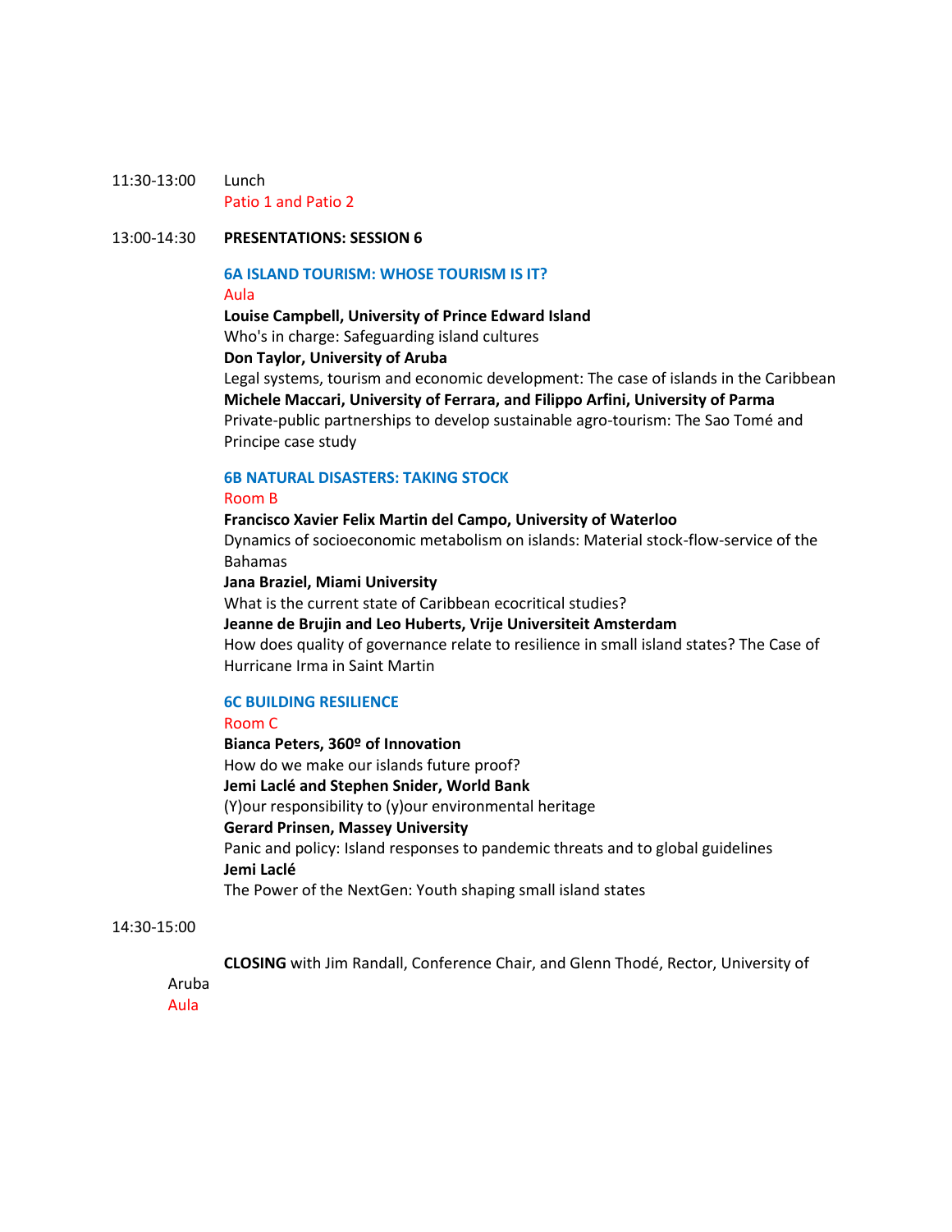11:30-13:00 Lunch
Patio 1 and Patio 2

13:00-14:30 **PRESENTATIONS: SESSION 6**

**6A ISLAND TOURISM: WHOSE TOURISM IS IT?**
Aula
**Louise Campbell, University of Prince Edward Island**
Who's in charge: Safeguarding island cultures
**Don Taylor, University of Aruba**
Legal systems, tourism and economic development: The case of islands in the Caribbean
**Michele Maccari, University of Ferrara, and Filippo Arfini, University of Parma**
Private-public partnerships to develop sustainable agro-tourism: The Sao Tomé and Principe case study

**6B NATURAL DISASTERS: TAKING STOCK**
Room B
**Francisco Xavier Felix Martin del Campo, University of Waterloo**
Dynamics of socioeconomic metabolism on islands: Material stock-flow-service of the Bahamas
**Jana Braziel, Miami University**
What is the current state of Caribbean ecocritical studies?
**Jeanne de Brujin and Leo Huberts, Vrije Universiteit Amsterdam**
How does quality of governance relate to resilience in small island states? The Case of Hurricane Irma in Saint Martin

**6C BUILDING RESILIENCE**
Room C
**Bianca Peters, 360º of Innovation**
How do we make our islands future proof?
**Jemi Laclé and Stephen Snider, World Bank**
(Y)our responsibility to (y)our environmental heritage
**Gerard Prinsen, Massey University**
Panic and policy: Island responses to pandemic threats and to global guidelines
**Jemi Laclé**
The Power of the NextGen: Youth shaping small island states

14:30-15:00

**CLOSING** with Jim Randall, Conference Chair, and Glenn Thodé, Rector, University of Aruba
Aula